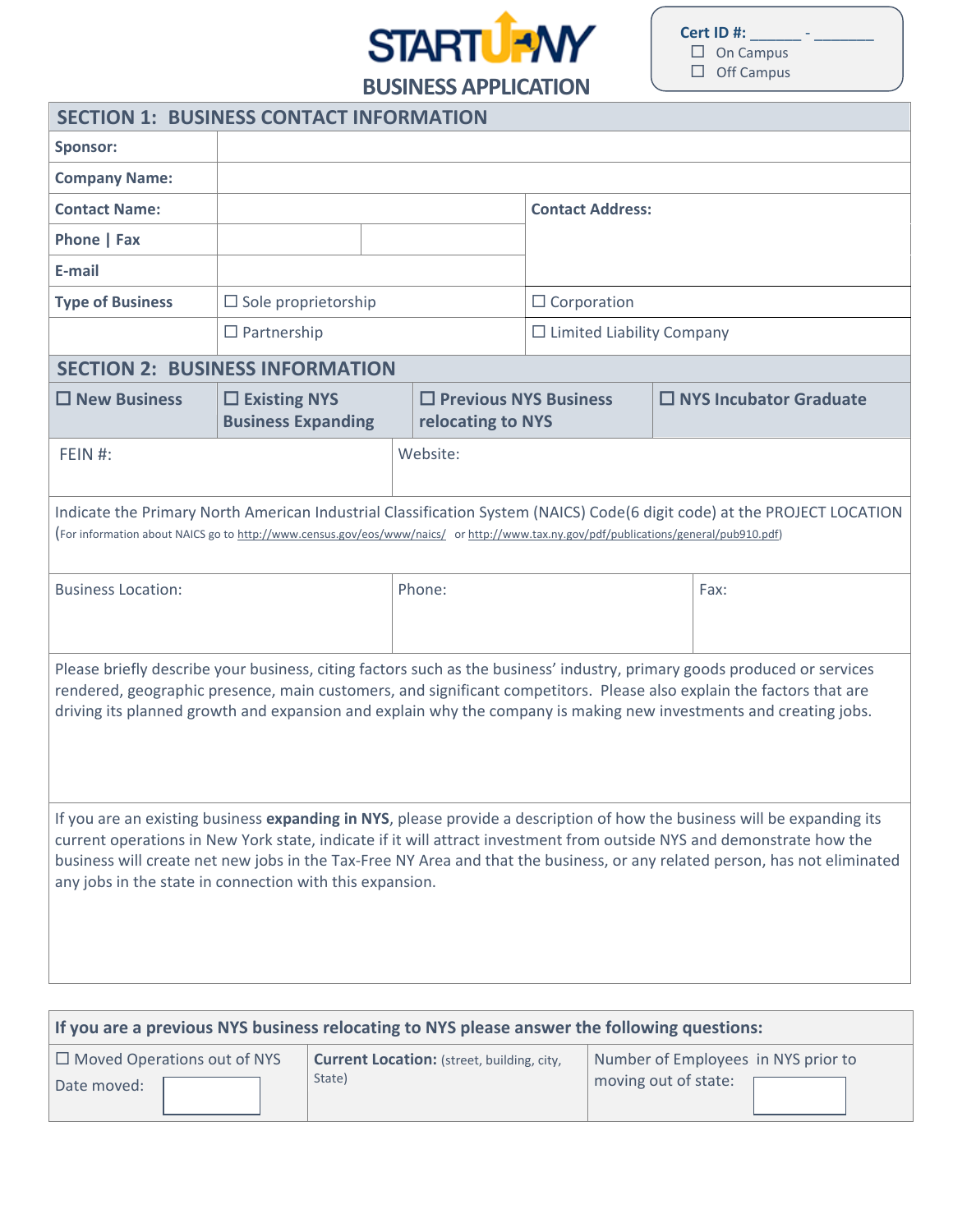# STARTUP NY

## BUSINESS APPLICATION

Cert ID #: ______ - _______
☐ On Campus
☐ Off Campus

## SECTION 1: BUSINESS CONTACT INFORMATION

| | | | |
|---|---|---|---|
| **Sponsor:** | | | |
| **Company Name:** | | | |
| **Contact Name:** | | **Contact Address:** | |
| **Phone \| Fax** | | | |
| **E-mail** | | | |
| **Type of Business** | ☐ Sole proprietorship | ☐ Corporation | |
| | ☐ Partnership | ☐ Limited Liability Company | |

## SECTION 2: BUSINESS INFORMATION

| ☐ New Business | ☐ Existing NYS Business Expanding | ☐ Previous NYS Business relocating to NYS | ☐ NYS Incubator Graduate |
|---|---|---|---|

FEIN #:

Website:

Indicate the Primary North American Industrial Classification System (NAICS) Code(6 digit code) at the PROJECT LOCATION (For information about NAICS go to http://www.census.gov/eos/www/naics/ or http://www.tax.ny.gov/pdf/publications/general/pub910.pdf)

| Business Location: | Phone: | Fax: |
|---|---|---|
| | | |

Please briefly describe your business, citing factors such as the business' industry, primary goods produced or services rendered, geographic presence, main customers, and significant competitors. Please also explain the factors that are driving its planned growth and expansion and explain why the company is making new investments and creating jobs.

If you are an existing business **expanding in NYS**, please provide a description of how the business will be expanding its current operations in New York state, indicate if it will attract investment from outside NYS and demonstrate how the business will create net new jobs in the Tax-Free NY Area and that the business, or any related person, has not eliminated any jobs in the state in connection with this expansion.

**If you are a previous NYS business relocating to NYS please answer the following questions:**

| ☐ Moved Operations out of NYS<br>Date moved: | **Current Location:** (street, building, city, State) | Number of Employees in NYS prior to moving out of state: |
|---|---|---|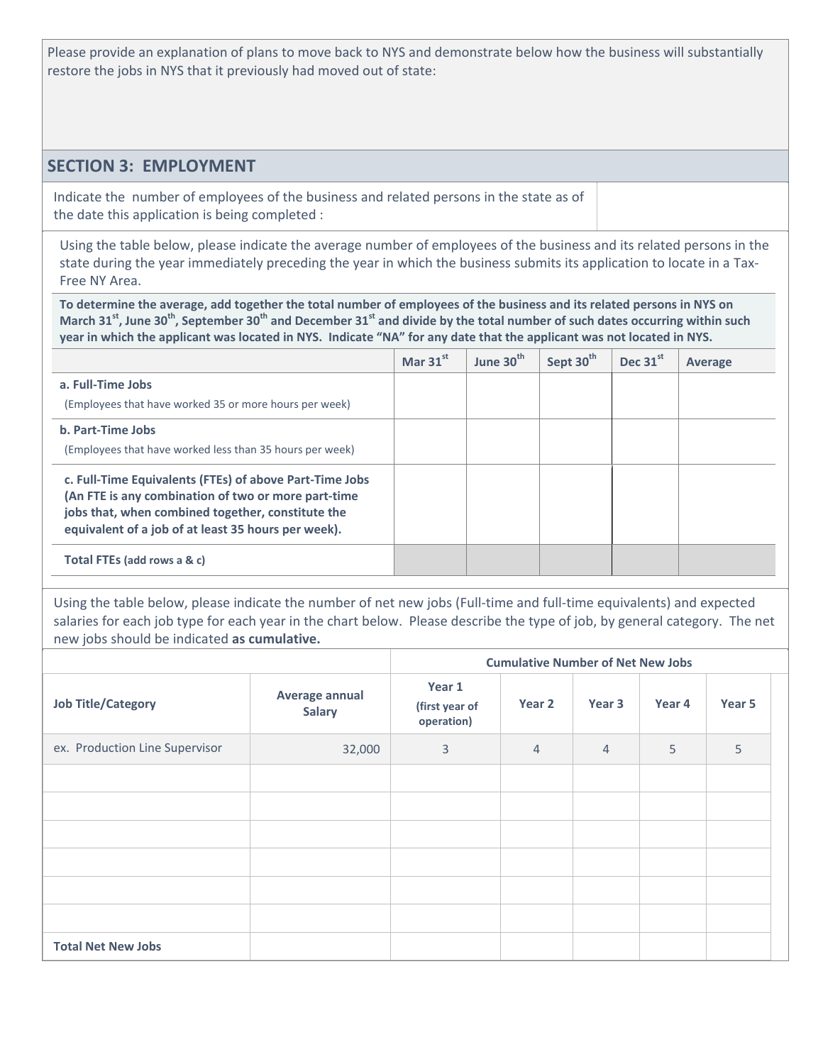Please provide an explanation of plans to move back to NYS and demonstrate below how the business will substantially restore the jobs in NYS that it previously had moved out of state:

## SECTION 3: EMPLOYMENT

| Indicate the number of employees of the business and related persons in the state as of the date this application is being completed : | |
|---|---|

Using the table below, please indicate the average number of employees of the business and its related persons in the state during the year immediately preceding the year in which the business submits its application to locate in a Tax-Free NY Area.

**To determine the average, add together the total number of employees of the business and its related persons in NYS on March 31st, June 30th, September 30th and December 31st and divide by the total number of such dates occurring within such year in which the applicant was located in NYS. Indicate "NA" for any date that the applicant was not located in NYS.**

| | Mar 31st | June 30th | Sept 30th | Dec 31st | Average |
|---|---|---|---|---|---|
| **a. Full-Time Jobs** (Employees that have worked 35 or more hours per week) | | | | | |
| **b. Part-Time Jobs** (Employees that have worked less than 35 hours per week) | | | | | |
| **c. Full-Time Equivalents (FTEs) of above Part-Time Jobs (An FTE is any combination of two or more part-time jobs that, when combined together, constitute the equivalent of a job of at least 35 hours per week).** | | | | | |
| **Total FTEs** (add rows a & c) | | | | | |

Using the table below, please indicate the number of net new jobs (Full-time and full-time equivalents) and expected salaries for each job type for each year in the chart below. Please describe the type of job, by general category. The net new jobs should be indicated **as cumulative.**

| | | Cumulative Number of Net New Jobs | | | | |
|---|---|---|---|---|---|---|
| **Job Title/Category** | **Average annual Salary** | **Year 1** (first year of operation) | **Year 2** | **Year 3** | **Year 4** | **Year 5** |
| ex. Production Line Supervisor | 32,000 | 3 | 4 | 4 | 5 | 5 |
| | | | | | | |
| | | | | | | |
| | | | | | | |
| | | | | | | |
| | | | | | | |
| | | | | | | |
| **Total Net New Jobs** | | | | | | |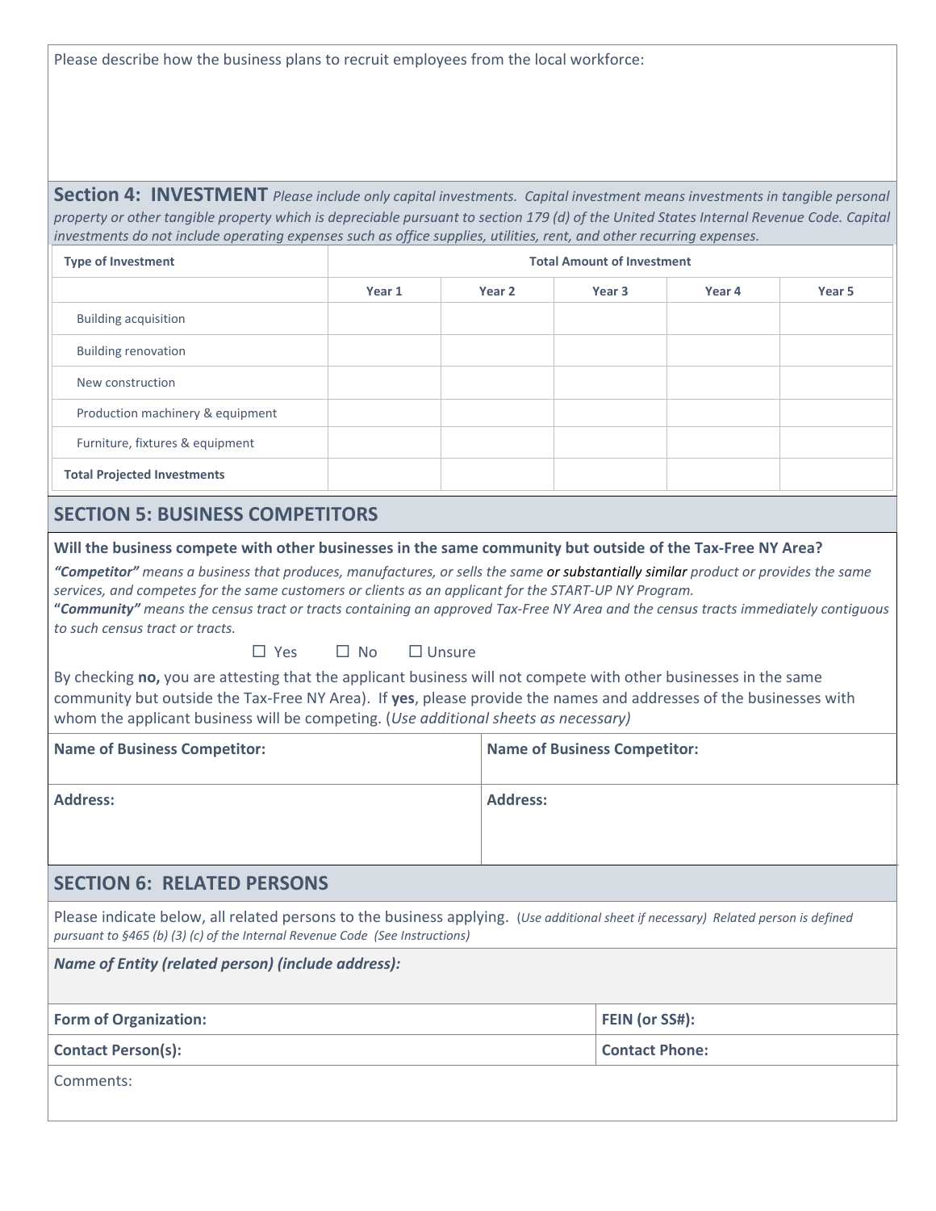Please describe how the business plans to recruit employees from the local workforce:

## Section 4: INVESTMENT

*Please include only capital investments. Capital investment means investments in tangible personal property or other tangible property which is depreciable pursuant to section 179 (d) of the United States Internal Revenue Code. Capital investments do not include operating expenses such as office supplies, utilities, rent, and other recurring expenses.*

| **Type of Investment** | **Total Amount of Investment** | | | | |
|---|---|---|---|---|---|
| | **Year 1** | **Year 2** | **Year 3** | **Year 4** | **Year 5** |
| Building acquisition | | | | | |
| Building renovation | | | | | |
| New construction | | | | | |
| Production machinery & equipment | | | | | |
| Furniture, fixtures & equipment | | | | | |
| **Total Projected Investments** | | | | | |

## SECTION 5: BUSINESS COMPETITORS

**Will the business compete with other businesses in the same community but outside of the Tax-Free NY Area?**

***"Competitor"*** *means a business that produces, manufactures, or sells the same or substantially similar product or provides the same services, and competes for the same customers or clients as an applicant for the START-UP NY Program.*
**"*****Community"*** *means the census tract or tracts containing an approved Tax-Free NY Area and the census tracts immediately contiguous to such census tract or tracts.*

☐ Yes ☐ No ☐ Unsure

By checking **no,** you are attesting that the applicant business will not compete with other businesses in the same community but outside the Tax-Free NY Area). If **yes**, please provide the names and addresses of the businesses with whom the applicant business will be competing. (*Use additional sheets as necessary)*

| **Name of Business Competitor:** | **Name of Business Competitor:** |
|---|---|
| **Address:** | **Address:** |

## SECTION 6: RELATED PERSONS

Please indicate below, all related persons to the business applying. (*Use additional sheet if necessary) Related person is defined pursuant to §465 (b) (3) (c) of the Internal Revenue Code (See Instructions)*

***Name of Entity (related person) (include address):***

| **Form of Organization:** | **FEIN (or SS#):** |
|---|---|
| **Contact Person(s):** | **Contact Phone:** |

Comments: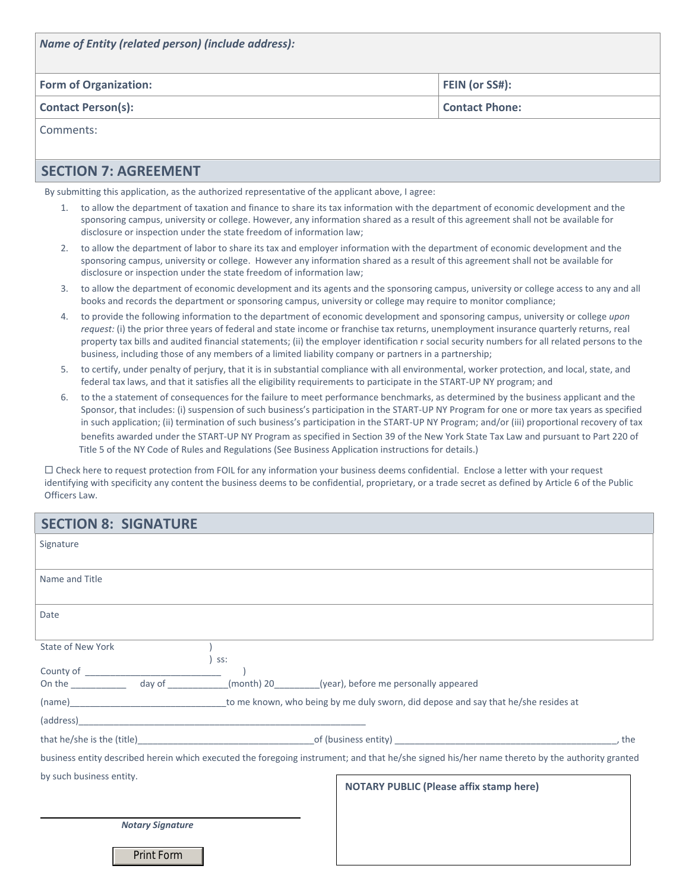| | |
|---|---|
| ***Name of Entity (related person) (include address):*** | |
| **Form of Organization:** | **FEIN (or SS#):** |
| **Contact Person(s):** | **Contact Phone:** |
| Comments: | |

## SECTION 7: AGREEMENT

By submitting this application, as the authorized representative of the applicant above, I agree:

1. to allow the department of taxation and finance to share its tax information with the department of economic development and the sponsoring campus, university or college. However, any information shared as a result of this agreement shall not be available for disclosure or inspection under the state freedom of information law;
2. to allow the department of labor to share its tax and employer information with the department of economic development and the sponsoring campus, university or college. However any information shared as a result of this agreement shall not be available for disclosure or inspection under the state freedom of information law;
3. to allow the department of economic development and its agents and the sponsoring campus, university or college access to any and all books and records the department or sponsoring campus, university or college may require to monitor compliance;
4. to provide the following information to the department of economic development and sponsoring campus, university or college *upon request:* (i) the prior three years of federal and state income or franchise tax returns, unemployment insurance quarterly returns, real property tax bills and audited financial statements; (ii) the employer identification r social security numbers for all related persons to the business, including those of any members of a limited liability company or partners in a partnership;
5. to certify, under penalty of perjury, that it is in substantial compliance with all environmental, worker protection, and local, state, and federal tax laws, and that it satisfies all the eligibility requirements to participate in the START-UP NY program; and
6. to the a statement of consequences for the failure to meet performance benchmarks, as determined by the business applicant and the Sponsor, that includes: (i) suspension of such business's participation in the START-UP NY Program for one or more tax years as specified in such application; (ii) termination of such business's participation in the START-UP NY Program; and/or (iii) proportional recovery of tax benefits awarded under the START-UP NY Program as specified in Section 39 of the New York State Tax Law and pursuant to Part 220 of Title 5 of the NY Code of Rules and Regulations (See Business Application instructions for details.)

☐ Check here to request protection from FOIL for any information your business deems confidential. Enclose a letter with your request identifying with specificity any content the business deems to be confidential, proprietary, or a trade secret as defined by Article 6 of the Public Officers Law.

## SECTION 8: SIGNATURE

| |
|---|
| Signature |
| Name and Title |
| Date |

State of New York )
) ss:
County of ___________________________ )

On the ___________ day of ____________(month) 20_________(year), before me personally appeared

(name)________________________________to me known, who being by me duly sworn, did depose and say that he/she resides at

(address)_____________________________________________________________

that he/she is the (title)____________________________________of (business entity) ______________________________________________, the business entity described herein which executed the foregoing instrument; and that he/she signed his/her name thereto by the authority granted by such business entity.

**NOTARY PUBLIC (Please affix stamp here)**

______________________________________
***Notary Signature***

Print Form